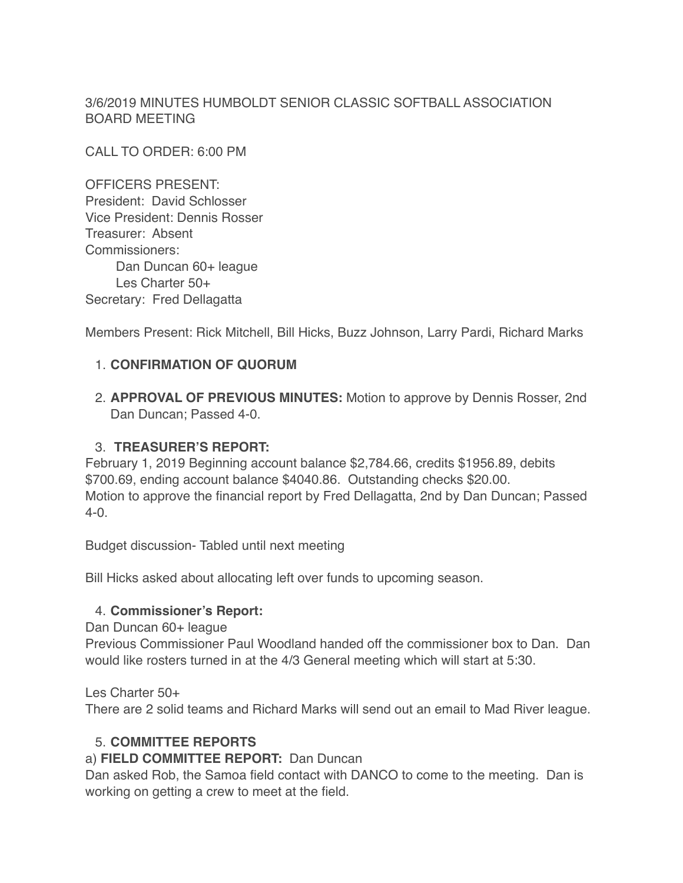3/6/2019 MINUTES HUMBOLDT SENIOR CLASSIC SOFTBALL ASSOCIATION BOARD MEETING

CALL TO ORDER: 6:00 PM

OFFICERS PRESENT:
President: David Schlosser
Vice President: Dennis Rosser
Treasurer: Absent
Commissioners:
    Dan Duncan 60+ league
    Les Charter 50+
Secretary: Fred Dellagatta

Members Present: Rick Mitchell, Bill Hicks, Buzz Johnson, Larry Pardi, Richard Marks

1. **CONFIRMATION OF QUORUM**

2. **APPROVAL OF PREVIOUS MINUTES:** Motion to approve by Dennis Rosser, 2nd Dan Duncan; Passed 4-0.

3. **TREASURER'S REPORT:**

February 1, 2019 Beginning account balance $2,784.66, credits $1956.89, debits $700.69, ending account balance $4040.86. Outstanding checks $20.00.
Motion to approve the financial report by Fred Dellagatta, 2nd by Dan Duncan; Passed 4-0.

Budget discussion- Tabled until next meeting

Bill Hicks asked about allocating left over funds to upcoming season.

4. **Commissioner's Report:**

Dan Duncan 60+ league
Previous Commissioner Paul Woodland handed off the commissioner box to Dan. Dan would like rosters turned in at the 4/3 General meeting which will start at 5:30.

Les Charter 50+
There are 2 solid teams and Richard Marks will send out an email to Mad River league.

5. **COMMITTEE REPORTS**

a) **FIELD COMMITTEE REPORT:** Dan Duncan
Dan asked Rob, the Samoa field contact with DANCO to come to the meeting. Dan is working on getting a crew to meet at the field.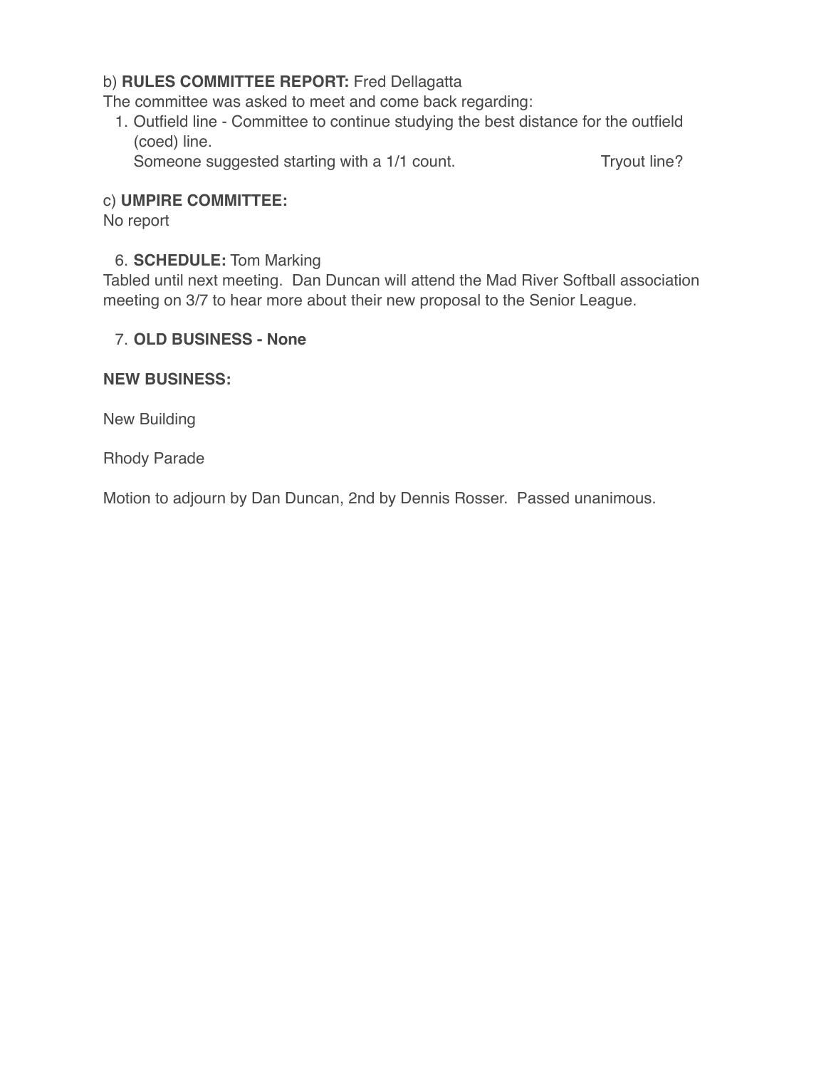b) **RULES COMMITTEE REPORT:** Fred Dellagatta

The committee was asked to meet and come back regarding:

1. Outfield line - Committee to continue studying the best distance for the outfield (coed) line.
   Someone suggested starting with a 1/1 count. Tryout line?

c) **UMPIRE COMMITTEE:**

No report

6. **SCHEDULE:** Tom Marking

Tabled until next meeting. Dan Duncan will attend the Mad River Softball association meeting on 3/7 to hear more about their new proposal to the Senior League.

7. **OLD BUSINESS - None**

**NEW BUSINESS:**

New Building

Rhody Parade

Motion to adjourn by Dan Duncan, 2nd by Dennis Rosser. Passed unanimous.